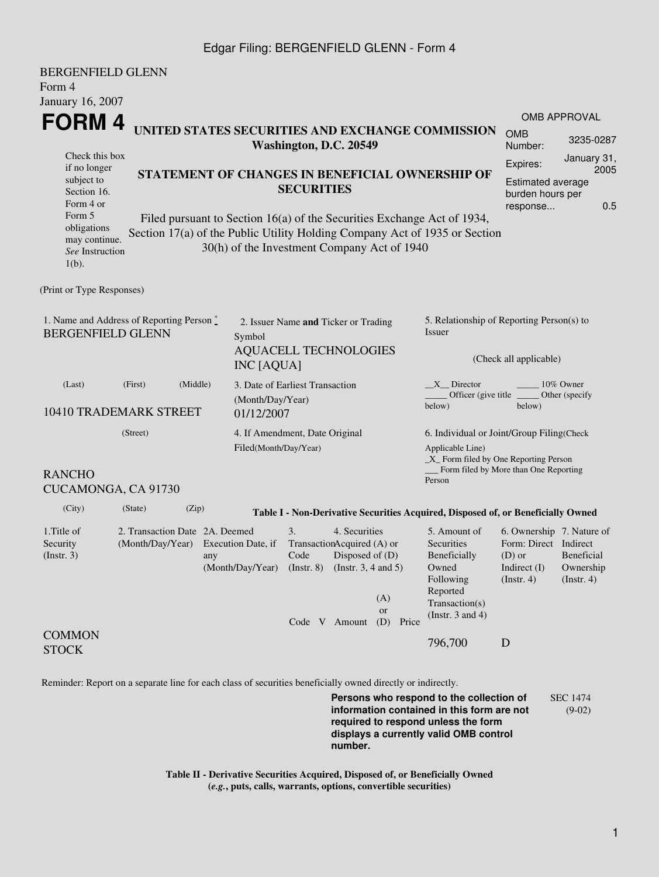BERGENFIELD GLENN
Form 4
January 16, 2007

# FORM 4

**UNITED STATES SECURITIES AND EXCHANGE COMMISSION**
**Washington, D.C. 20549**

Check this box if no longer subject to Section 16. Form 4 or Form 5 obligations may continue. *See* Instruction 1(b).

## STATEMENT OF CHANGES IN BENEFICIAL OWNERSHIP OF SECURITIES

Filed pursuant to Section 16(a) of the Securities Exchange Act of 1934, Section 17(a) of the Public Utility Holding Company Act of 1935 or Section 30(h) of the Investment Company Act of 1940

| OMB APPROVAL | |
|---|---|
| OMB Number: | 3235-0287 |
| Expires: | January 31, 2005 |
| Estimated average burden hours per response... | 0.5 |

(Print or Type Responses)

1. Name and Address of Reporting Person *
BERGENFIELD GLENN

(Last) (First) (Middle)

10410 TRADEMARK STREET

(Street)

RANCHO CUCAMONGA, CA 91730

(City) (State) (Zip)

2. Issuer Name **and** Ticker or Trading Symbol
AQUACELL TECHNOLOGIES INC [AQUA]

3. Date of Earliest Transaction (Month/Day/Year)
01/12/2007

4. If Amendment, Date Original Filed(Month/Day/Year)

5. Relationship of Reporting Person(s) to Issuer

(Check all applicable)

__X__ Director _____ 10% Owner
_____ Officer (give title below) _____ Other (specify below)

6. Individual or Joint/Group Filing(Check Applicable Line)
_X_ Form filed by One Reporting Person
___ Form filed by More than One Reporting Person

**Table I - Non-Derivative Securities Acquired, Disposed of, or Beneficially Owned**

| 1.Title of Security (Instr. 3) | 2. Transaction Date (Month/Day/Year) | 2A. Deemed Execution Date, if any (Month/Day/Year) | 3. Transaction Code (Instr. 8) | | 4. Securities Acquired (A) or Disposed of (D) (Instr. 3, 4 and 5) | | | 5. Amount of Securities Beneficially Owned Following Reported Transaction(s) (Instr. 3 and 4) | 6. Ownership Form: Direct (D) or Indirect (I) (Instr. 4) | 7. Nature of Indirect Beneficial Ownership (Instr. 4) |
|---|---|---|---|---|---|---|---|---|---|---|
| | | | Code | V | Amount | (A) or (D) | Price | | | |
| COMMON STOCK | | | | | | | | 796,700 | D | |

Reminder: Report on a separate line for each class of securities beneficially owned directly or indirectly.

**Persons who respond to the collection of information contained in this form are not required to respond unless the form displays a currently valid OMB control number.**

SEC 1474 (9-02)

**Table II - Derivative Securities Acquired, Disposed of, or Beneficially Owned**
**(*e.g.*, puts, calls, warrants, options, convertible securities)**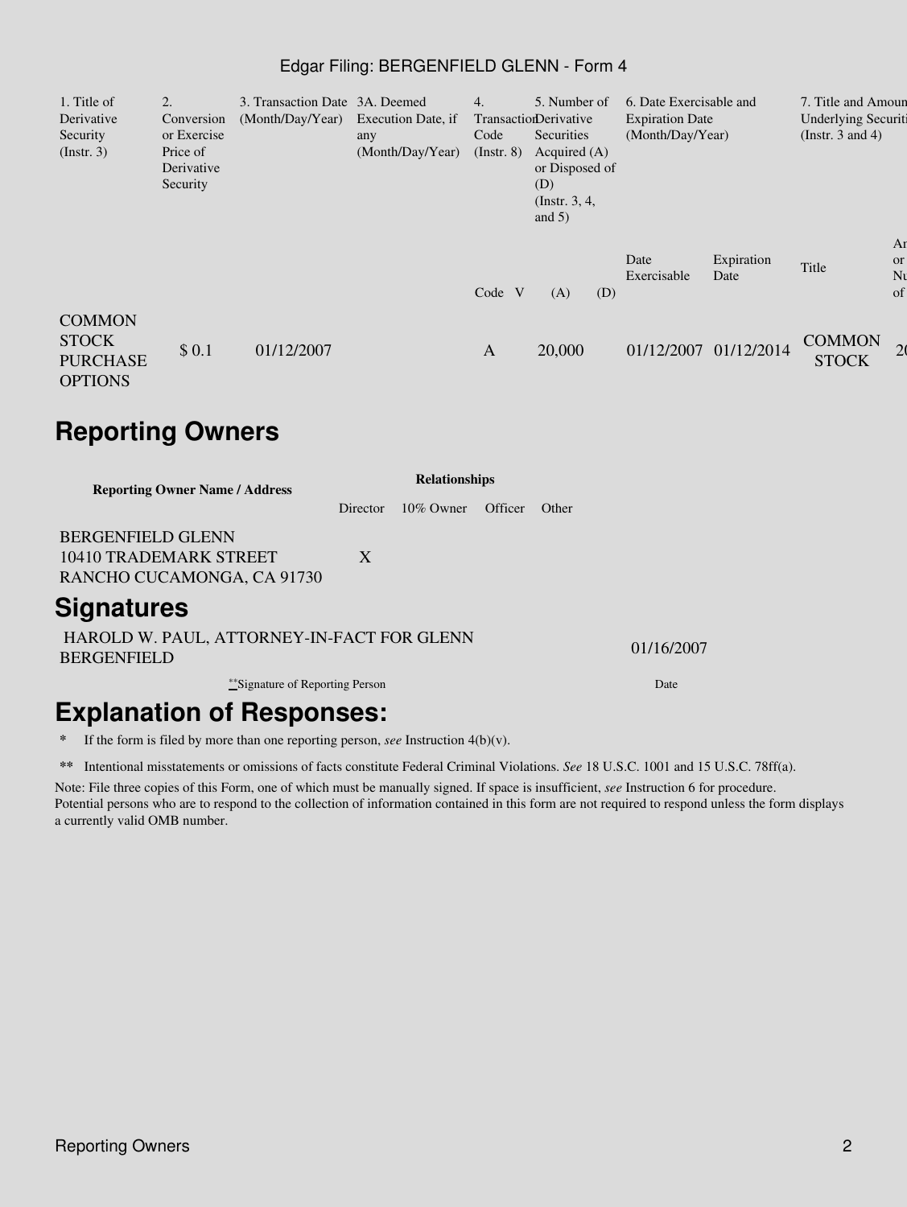| 1. Title of Derivative Security (Instr. 3) | 2. Conversion or Exercise Price of Derivative Security | 3. Transaction Date (Month/Day/Year) | 3A. Deemed Execution Date, if any (Month/Day/Year) | 4. Transaction Code (Instr. 8) | | 5. Number of Derivative Securities Acquired (A) or Disposed of (D) (Instr. 3, 4, and 5) | | 6. Date Exercisable and Expiration Date (Month/Day/Year) | | 7. Title and Amoun Underlying Securiti (Instr. 3 and 4) | |
|---|---|---|---|---|---|---|---|---|---|---|---|
| | | | | Code | V | (A) | (D) | Date Exercisable | Expiration Date | Title | Ar or Nu of |
| COMMON STOCK PURCHASE OPTIONS | $ 0.1 | 01/12/2007 | | A | | 20,000 | | 01/12/2007 | 01/12/2014 | COMMON STOCK | 20 |

## Reporting Owners

| Reporting Owner Name / Address | Relationships | | | |
|---|---|---|---|---|
| | Director | 10% Owner | Officer | Other |
| BERGENFIELD GLENN<br>10410 TRADEMARK STREET<br>RANCHO CUCAMONGA, CA 91730 | X | | | |

## Signatures

| | |
|---|---|
| HAROLD W. PAUL, ATTORNEY-IN-FACT FOR GLENN BERGENFIELD | 01/16/2007 |
| **Signature of Reporting Person | Date |

## Explanation of Responses:

* If the form is filed by more than one reporting person, *see* Instruction 4(b)(v).

** Intentional misstatements or omissions of facts constitute Federal Criminal Violations. *See* 18 U.S.C. 1001 and 15 U.S.C. 78ff(a).

Note: File three copies of this Form, one of which must be manually signed. If space is insufficient, *see* Instruction 6 for procedure.
Potential persons who are to respond to the collection of information contained in this form are not required to respond unless the form displays a currently valid OMB number.